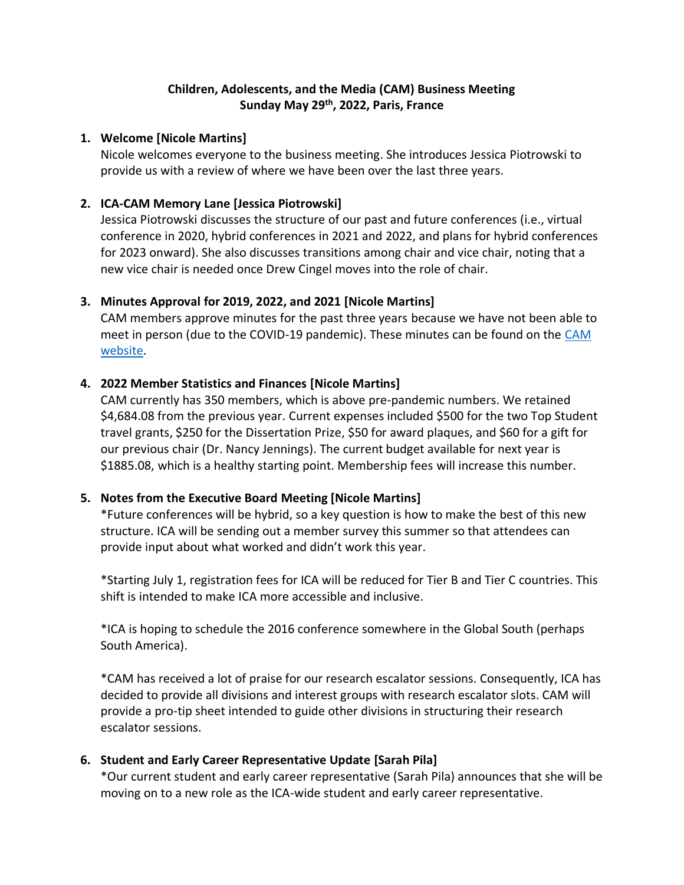**Children, Adolescents, and the Media (CAM) Business Meeting**
**Sunday May 29th, 2022, Paris, France**

1. **Welcome [Nicole Martins]**
   Nicole welcomes everyone to the business meeting. She introduces Jessica Piotrowski to provide us with a review of where we have been over the last three years.

2. **ICA-CAM Memory Lane [Jessica Piotrowski]**
   Jessica Piotrowski discusses the structure of our past and future conferences (i.e., virtual conference in 2020, hybrid conferences in 2021 and 2022, and plans for hybrid conferences for 2023 onward). She also discusses transitions among chair and vice chair, noting that a new vice chair is needed once Drew Cingel moves into the role of chair.

3. **Minutes Approval for 2019, 2022, and 2021 [Nicole Martins]**
   CAM members approve minutes for the past three years because we have not been able to meet in person (due to the COVID-19 pandemic). These minutes can be found on the CAM website.

4. **2022 Member Statistics and Finances [Nicole Martins]**
   CAM currently has 350 members, which is above pre-pandemic numbers. We retained $4,684.08 from the previous year. Current expenses included $500 for the two Top Student travel grants, $250 for the Dissertation Prize, $50 for award plaques, and $60 for a gift for our previous chair (Dr. Nancy Jennings). The current budget available for next year is $1885.08, which is a healthy starting point. Membership fees will increase this number.

5. **Notes from the Executive Board Meeting [Nicole Martins]**
   *Future conferences will be hybrid, so a key question is how to make the best of this new structure. ICA will be sending out a member survey this summer so that attendees can provide input about what worked and didn't work this year.

   *Starting July 1, registration fees for ICA will be reduced for Tier B and Tier C countries. This shift is intended to make ICA more accessible and inclusive.

   *ICA is hoping to schedule the 2016 conference somewhere in the Global South (perhaps South America).

   *CAM has received a lot of praise for our research escalator sessions. Consequently, ICA has decided to provide all divisions and interest groups with research escalator slots. CAM will provide a pro-tip sheet intended to guide other divisions in structuring their research escalator sessions.

6. **Student and Early Career Representative Update [Sarah Pila]**
   *Our current student and early career representative (Sarah Pila) announces that she will be moving on to a new role as the ICA-wide student and early career representative.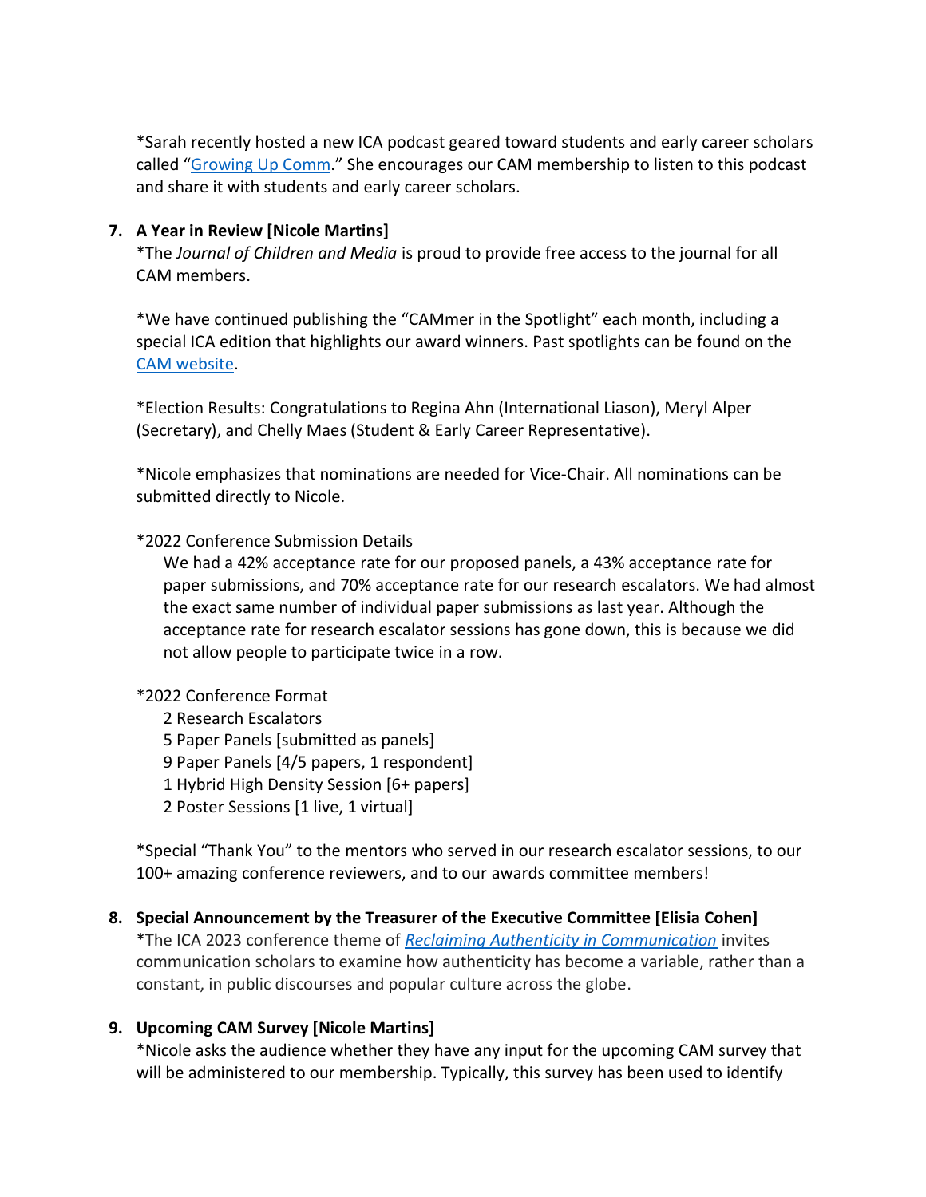*Sarah recently hosted a new ICA podcast geared toward students and early career scholars called "Growing Up Comm." She encourages our CAM membership to listen to this podcast and share it with students and early career scholars.

7. **A Year in Review [Nicole Martins]**

   *The *Journal of Children and Media* is proud to provide free access to the journal for all CAM members.

   *We have continued publishing the "CAMmer in the Spotlight" each month, including a special ICA edition that highlights our award winners. Past spotlights can be found on the CAM website.

   *Election Results: Congratulations to Regina Ahn (International Liason), Meryl Alper (Secretary), and Chelly Maes (Student & Early Career Representative).

   *Nicole emphasizes that nominations are needed for Vice-Chair. All nominations can be submitted directly to Nicole.

   *2022 Conference Submission Details

   We had a 42% acceptance rate for our proposed panels, a 43% acceptance rate for paper submissions, and 70% acceptance rate for our research escalators. We had almost the exact same number of individual paper submissions as last year. Although the acceptance rate for research escalator sessions has gone down, this is because we did not allow people to participate twice in a row.

   *2022 Conference Format

   2 Research Escalators
   5 Paper Panels [submitted as panels]
   9 Paper Panels [4/5 papers, 1 respondent]
   1 Hybrid High Density Session [6+ papers]
   2 Poster Sessions [1 live, 1 virtual]

   *Special "Thank You" to the mentors who served in our research escalator sessions, to our 100+ amazing conference reviewers, and to our awards committee members!

8. **Special Announcement by the Treasurer of the Executive Committee [Elisia Cohen]**

   *The ICA 2023 conference theme of *Reclaiming Authenticity in Communication* invites communication scholars to examine how authenticity has become a variable, rather than a constant, in public discourses and popular culture across the globe.

9. **Upcoming CAM Survey [Nicole Martins]**

   *Nicole asks the audience whether they have any input for the upcoming CAM survey that will be administered to our membership. Typically, this survey has been used to identify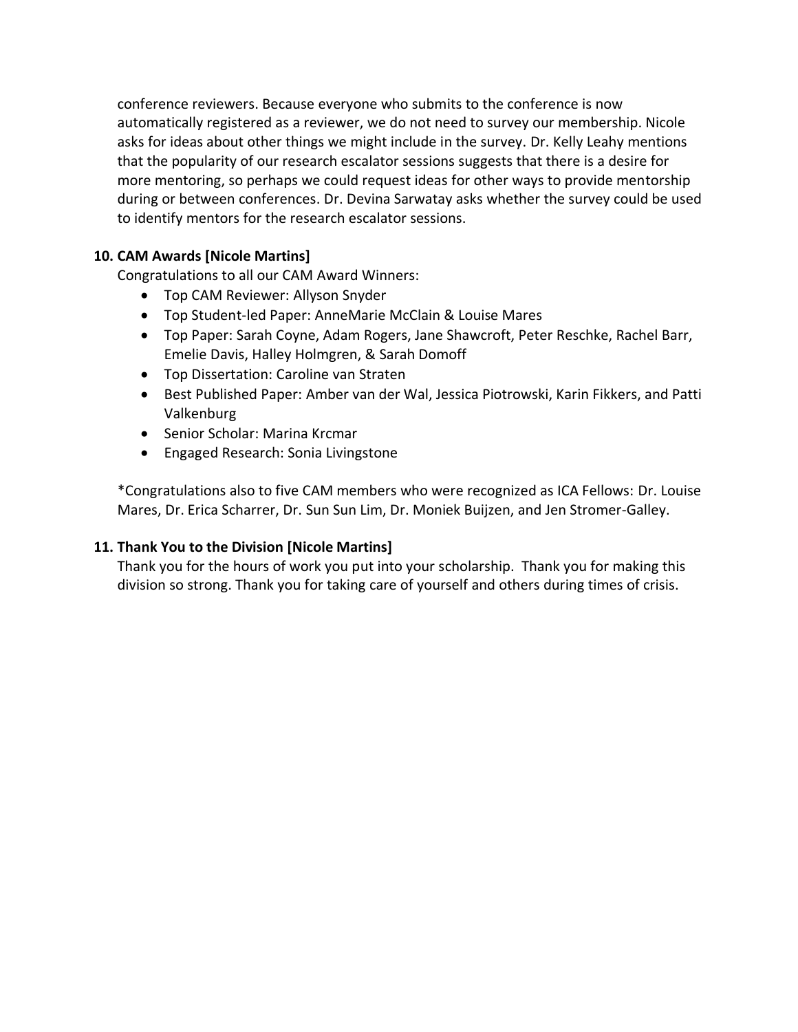conference reviewers. Because everyone who submits to the conference is now automatically registered as a reviewer, we do not need to survey our membership. Nicole asks for ideas about other things we might include in the survey. Dr. Kelly Leahy mentions that the popularity of our research escalator sessions suggests that there is a desire for more mentoring, so perhaps we could request ideas for other ways to provide mentorship during or between conferences. Dr. Devina Sarwatay asks whether the survey could be used to identify mentors for the research escalator sessions.

**10. CAM Awards [Nicole Martins]**

Congratulations to all our CAM Award Winners:

- Top CAM Reviewer: Allyson Snyder
- Top Student-led Paper: AnneMarie McClain & Louise Mares
- Top Paper: Sarah Coyne, Adam Rogers, Jane Shawcroft, Peter Reschke, Rachel Barr, Emelie Davis, Halley Holmgren, & Sarah Domoff
- Top Dissertation: Caroline van Straten
- Best Published Paper: Amber van der Wal, Jessica Piotrowski, Karin Fikkers, and Patti Valkenburg
- Senior Scholar: Marina Krcmar
- Engaged Research: Sonia Livingstone

*Congratulations also to five CAM members who were recognized as ICA Fellows: Dr. Louise Mares, Dr. Erica Scharrer, Dr. Sun Sun Lim, Dr. Moniek Buijzen, and Jen Stromer-Galley.

**11. Thank You to the Division [Nicole Martins]**

Thank you for the hours of work you put into your scholarship. Thank you for making this division so strong. Thank you for taking care of yourself and others during times of crisis.